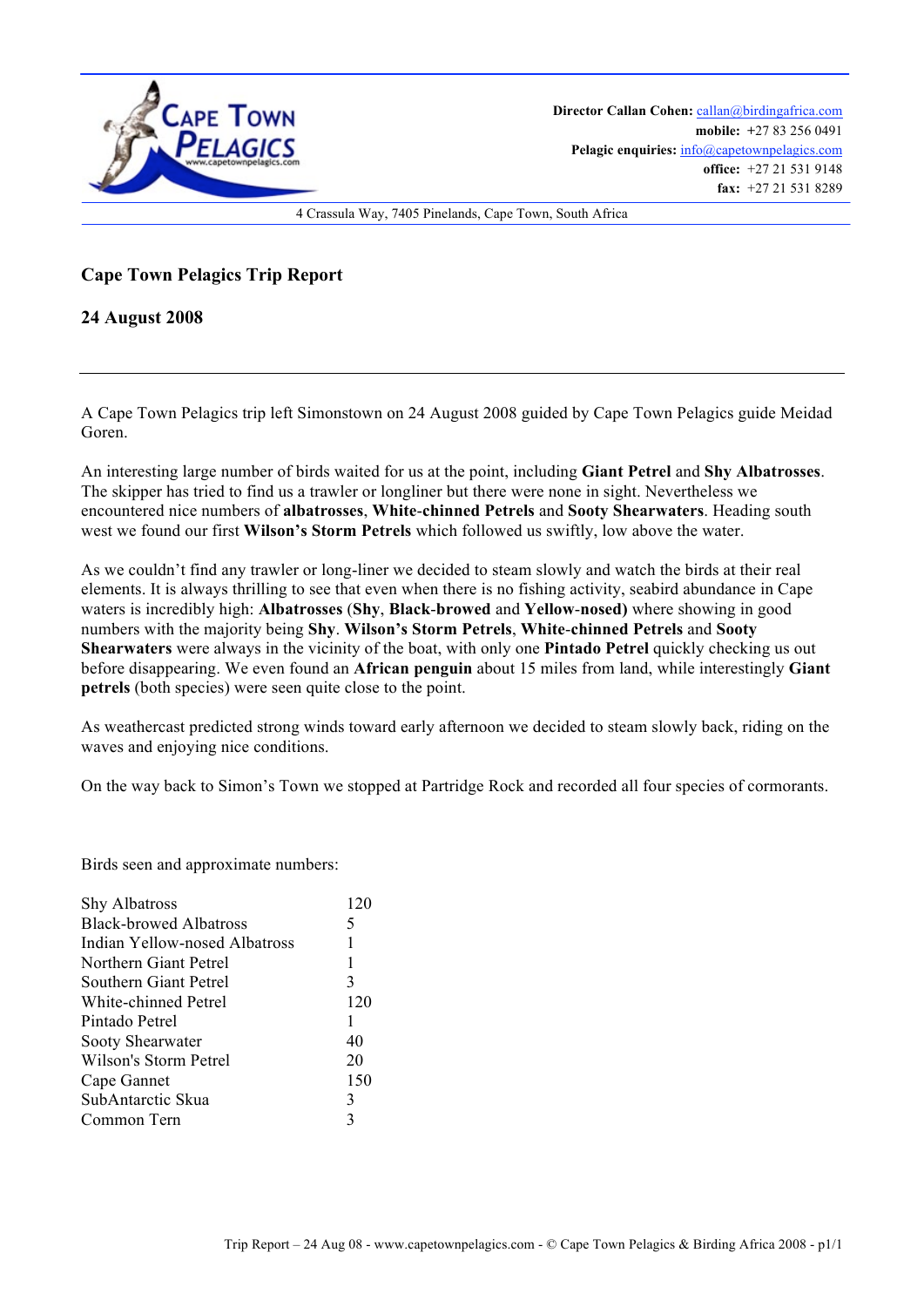Cape Town Pelagics

www.capetownpelagics.com

**Director Callan Cohen:** callan@birdingafrica.com
**mobile:** +27 83 256 0491
**Pelagic enquiries:** info@capetownpelagics.com
**office:** +27 21 531 9148
**fax:** +27 21 531 8289

4 Crassula Way, 7405 Pinelands, Cape Town, South Africa

## Cape Town Pelagics Trip Report

## 24 August 2008

---

A Cape Town Pelagics trip left Simonstown on 24 August 2008 guided by Cape Town Pelagics guide Meidad Goren.

An interesting large number of birds waited for us at the point, including **Giant Petrel** and **Shy Albatrosses**. The skipper has tried to find us a trawler or longliner but there were none in sight. Nevertheless we encountered nice numbers of **albatrosses**, **White-chinned Petrels** and **Sooty Shearwaters**. Heading south west we found our first **Wilson's Storm Petrels** which followed us swiftly, low above the water.

As we couldn't find any trawler or long-liner we decided to steam slowly and watch the birds at their real elements. It is always thrilling to see that even when there is no fishing activity, seabird abundance in Cape waters is incredibly high: **Albatrosses** (**Shy**, **Black**-**browed** and **Yellow-nosed)** where showing in good numbers with the majority being **Shy**. **Wilson's Storm Petrels**, **White-chinned Petrels** and **Sooty Shearwaters** were always in the vicinity of the boat, with only one **Pintado Petrel** quickly checking us out before disappearing. We even found an **African penguin** about 15 miles from land, while interestingly **Giant petrels** (both species) were seen quite close to the point.

As weathercast predicted strong winds toward early afternoon we decided to steam slowly back, riding on the waves and enjoying nice conditions.

On the way back to Simon's Town we stopped at Partridge Rock and recorded all four species of cormorants.

Birds seen and approximate numbers:

| Species | Number |
|---|---|
| Shy Albatross | 120 |
| Black-browed Albatross | 5 |
| Indian Yellow-nosed Albatross | 1 |
| Northern Giant Petrel | 1 |
| Southern Giant Petrel | 3 |
| White-chinned Petrel | 120 |
| Pintado Petrel | 1 |
| Sooty Shearwater | 40 |
| Wilson's Storm Petrel | 20 |
| Cape Gannet | 150 |
| SubAntarctic Skua | 3 |
| Common Tern | 3 |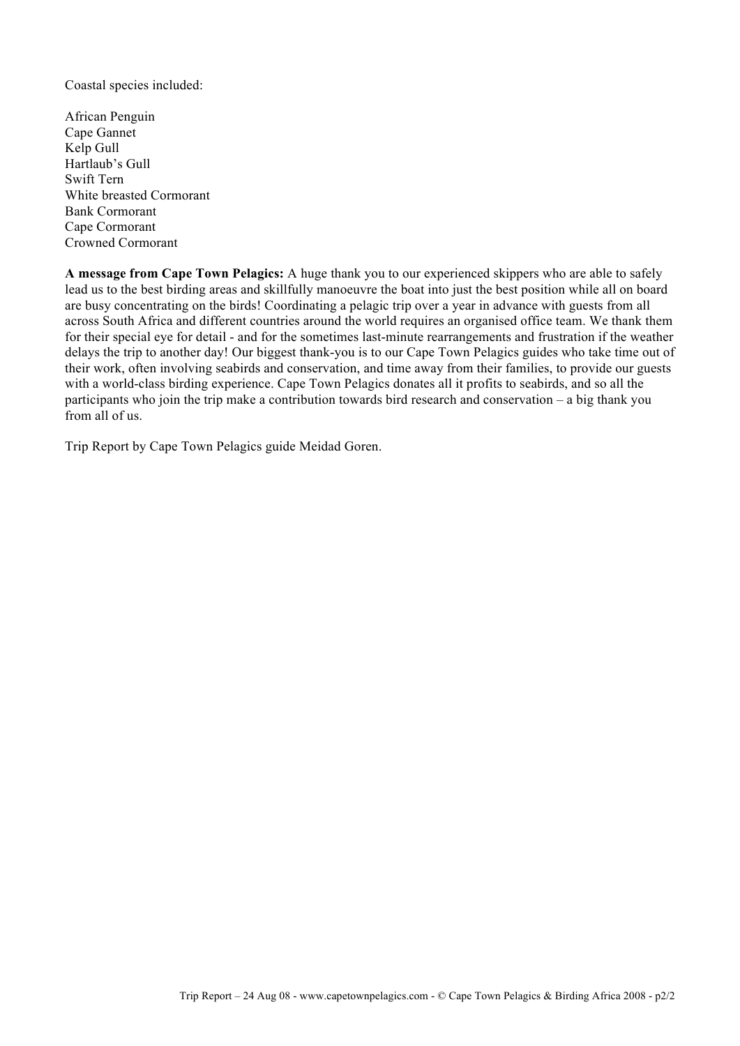Coastal species included:

African Penguin
Cape Gannet
Kelp Gull
Hartlaub's Gull
Swift Tern
White breasted Cormorant
Bank Cormorant
Cape Cormorant
Crowned Cormorant

**A message from Cape Town Pelagics:** A huge thank you to our experienced skippers who are able to safely lead us to the best birding areas and skillfully manoeuvre the boat into just the best position while all on board are busy concentrating on the birds! Coordinating a pelagic trip over a year in advance with guests from all across South Africa and different countries around the world requires an organised office team. We thank them for their special eye for detail - and for the sometimes last-minute rearrangements and frustration if the weather delays the trip to another day! Our biggest thank-you is to our Cape Town Pelagics guides who take time out of their work, often involving seabirds and conservation, and time away from their families, to provide our guests with a world-class birding experience. Cape Town Pelagics donates all it profits to seabirds, and so all the participants who join the trip make a contribution towards bird research and conservation – a big thank you from all of us.

Trip Report by Cape Town Pelagics guide Meidad Goren.